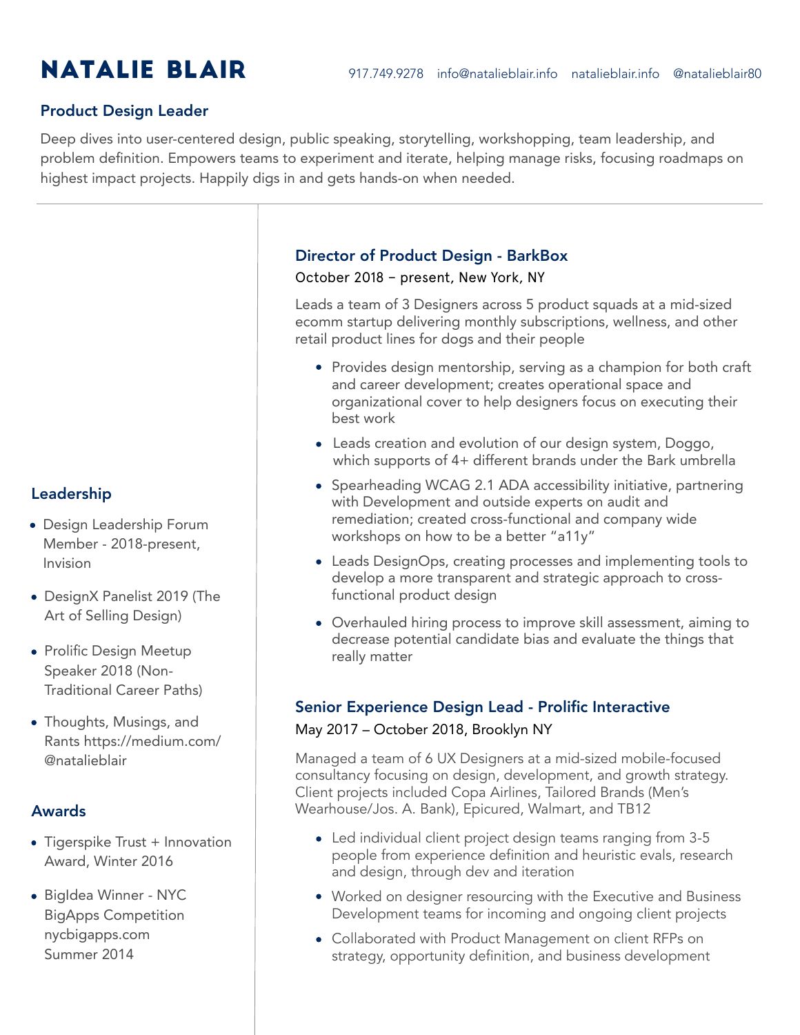# NATALIE BLAIR

917.749.9278 info@natalieblair.info natalieblair.info @natalieblair80

## Product Design Leader

Deep dives into user-centered design, public speaking, storytelling, workshopping, team leadership, and problem definition. Empowers teams to experiment and iterate, helping manage risks, focusing roadmaps on highest impact projects. Happily digs in and gets hands-on when needed.

### Director of Product Design - BarkBox

October 2018 – present, New York, NY

Leads a team of 3 Designers across 5 product squads at a mid-sized ecomm startup delivering monthly subscriptions, wellness, and other retail product lines for dogs and their people

- Provides design mentorship, serving as a champion for both craft and career development; creates operational space and organizational cover to help designers focus on executing their best work
- Leads creation and evolution of our design system, Doggo, which supports of 4+ different brands under the Bark umbrella
- Spearheading WCAG 2.1 ADA accessibility initiative, partnering with Development and outside experts on audit and remediation; created cross-functional and company wide workshops on how to be a better "a11y"
- Leads DesignOps, creating processes and implementing tools to develop a more transparent and strategic approach to cross-functional product design
- Overhauled hiring process to improve skill assessment, aiming to decrease potential candidate bias and evaluate the things that really matter

### Senior Experience Design Lead - Prolific Interactive

May 2017 – October 2018, Brooklyn NY

Managed a team of 6 UX Designers at a mid-sized mobile-focused consultancy focusing on design, development, and growth strategy. Client projects included Copa Airlines, Tailored Brands (Men's Wearhouse/Jos. A. Bank), Epicured, Walmart, and TB12

- Led individual client project design teams ranging from 3-5 people from experience definition and heuristic evals, research and design, through dev and iteration
- Worked on designer resourcing with the Executive and Business Development teams for incoming and ongoing client projects
- Collaborated with Product Management on client RFPs on strategy, opportunity definition, and business development

### Leadership

- Design Leadership Forum Member - 2018-present, Invision
- DesignX Panelist 2019 (The Art of Selling Design)
- Prolific Design Meetup Speaker 2018 (Non-Traditional Career Paths)
- Thoughts, Musings, and Rants https://medium.com/@natalieblair

### Awards

- Tigerspike Trust + Innovation Award, Winter 2016
- BigIdea Winner - NYC BigApps Competition nycbigapps.com Summer 2014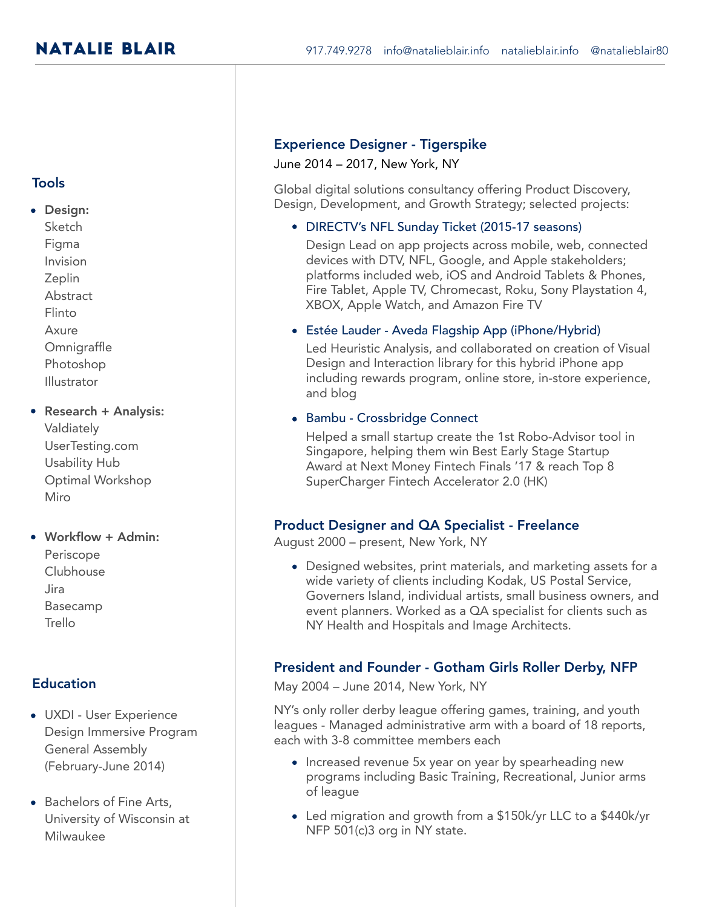# NATALIE BLAIR

917.749.9278 info@natalieblair.info natalieblair.info @natalieblair80

## Tools

- **Design:**
  Sketch
  Figma
  Invision
  Zeplin
  Abstract
  Flinto
  Axure
  Omnigraffle
  Photoshop
  Illustrator

- **Research + Analysis:**
  Valdiately
  UserTesting.com
  Usability Hub
  Optimal Workshop
  Miro

- **Workflow + Admin:**
  Periscope
  Clubhouse
  Jira
  Basecamp
  Trello

## Education

- UXDI - User Experience Design Immersive Program General Assembly (February-June 2014)

- Bachelors of Fine Arts, University of Wisconsin at Milwaukee

### Experience Designer - Tigerspike

June 2014 – 2017, New York, NY

Global digital solutions consultancy offering Product Discovery, Design, Development, and Growth Strategy; selected projects:

- DIRECTV's NFL Sunday Ticket (2015-17 seasons)
  Design Lead on app projects across mobile, web, connected devices with DTV, NFL, Google, and Apple stakeholders; platforms included web, iOS and Android Tablets & Phones, Fire Tablet, Apple TV, Chromecast, Roku, Sony Playstation 4, XBOX, Apple Watch, and Amazon Fire TV

- Estée Lauder - Aveda Flagship App (iPhone/Hybrid)
  Led Heuristic Analysis, and collaborated on creation of Visual Design and Interaction library for this hybrid iPhone app including rewards program, online store, in-store experience, and blog

- Bambu - Crossbridge Connect
  Helped a small startup create the 1st Robo-Advisor tool in Singapore, helping them win Best Early Stage Startup Award at Next Money Fintech Finals '17 & reach Top 8 SuperCharger Fintech Accelerator 2.0 (HK)

### Product Designer and QA Specialist - Freelance

August 2000 – present, New York, NY

- Designed websites, print materials, and marketing assets for a wide variety of clients including Kodak, US Postal Service, Governers Island, individual artists, small business owners, and event planners. Worked as a QA specialist for clients such as NY Health and Hospitals and Image Architects.

### President and Founder - Gotham Girls Roller Derby, NFP

May 2004 – June 2014, New York, NY

NY's only roller derby league offering games, training, and youth leagues - Managed administrative arm with a board of 18 reports, each with 3-8 committee members each

- Increased revenue 5x year on year by spearheading new programs including Basic Training, Recreational, Junior arms of league

- Led migration and growth from a $150k/yr LLC to a $440k/yr NFP 501(c)3 org in NY state.